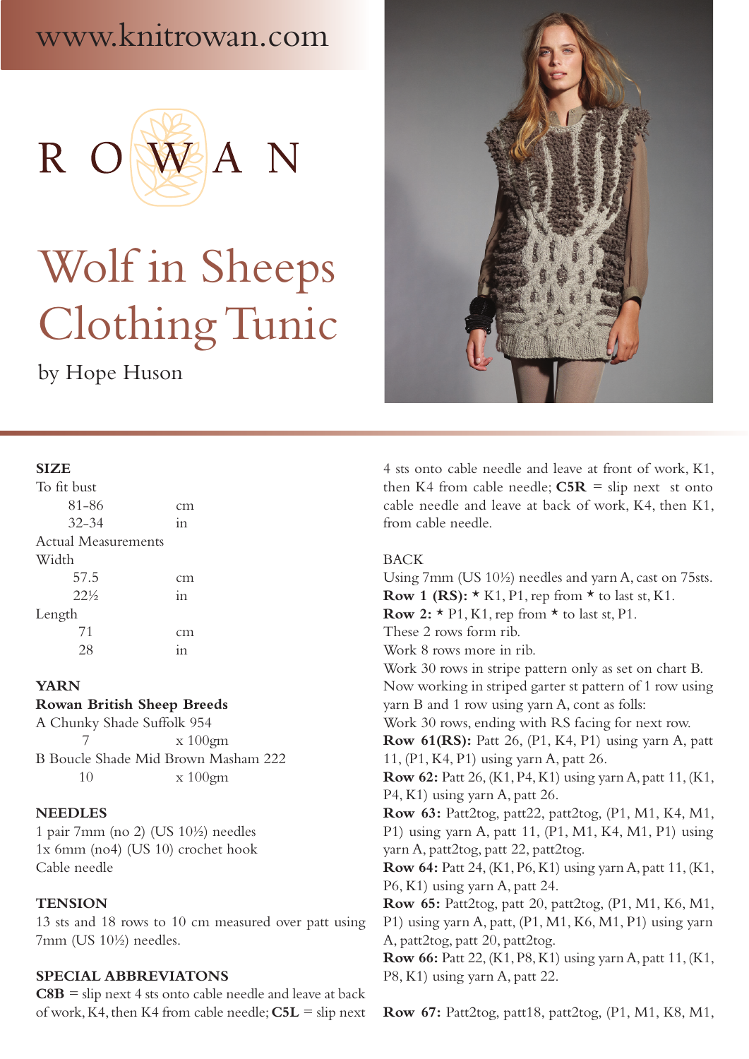www.knitrowan.com

ROWAN

# Wolf in Sheeps Clothing Tunic

by Hope Huson

## SIZE

To fit bust

| | |
|---|---|
| 81-86 | cm |
| 32-34 | in |

Actual Measurements

Width

| | |
|---|---|
| 57.5 | cm |
| 22½ | in |

Length

| | |
|---|---|
| 71 | cm |
| 28 | in |

## YARN

**Rowan British Sheep Breeds**

A Chunky Shade Suffolk 954

| | |
|---|---|
| 7 | x 100gm |

B Boucle Shade Mid Brown Masham 222

| | |
|---|---|
| 10 | x 100gm |

## NEEDLES

1 pair 7mm (no 2) (US 10½) needles
1x 6mm (no4) (US 10) crochet hook
Cable needle

## TENSION

13 sts and 18 rows to 10 cm measured over patt using 7mm (US 10½) needles.

## SPECIAL ABBREVIATONS

**C8B** = slip next 4 sts onto cable needle and leave at back of work, K4, then K4 from cable needle; **C5L** = slip next 4 sts onto cable needle and leave at front of work, K1, then K4 from cable needle; **C5R** = slip next st onto cable needle and leave at back of work, K4, then K1, from cable needle.

## BACK

Using 7mm (US 10½) needles and yarn A, cast on 75sts.
**Row 1 (RS):** * K1, P1, rep from * to last st, K1.
**Row 2:** * P1, K1, rep from * to last st, P1.
These 2 rows form rib.
Work 8 rows more in rib.
Work 30 rows in stripe pattern only as set on chart B.
Now working in striped garter st pattern of 1 row using yarn B and 1 row using yarn A, cont as folls:
Work 30 rows, ending with RS facing for next row.
**Row 61(RS):** Patt 26, (P1, K4, P1) using yarn A, patt 11, (P1, K4, P1) using yarn A, patt 26.
**Row 62:** Patt 26, (K1, P4, K1) using yarn A, patt 11, (K1, P4, K1) using yarn A, patt 26.
**Row 63:** Patt2tog, patt22, patt2tog, (P1, M1, K4, M1, P1) using yarn A, patt 11, (P1, M1, K4, M1, P1) using yarn A, patt2tog, patt 22, patt2tog.
**Row 64:** Patt 24, (K1, P6, K1) using yarn A, patt 11, (K1, P6, K1) using yarn A, patt 24.
**Row 65:** Patt2tog, patt 20, patt2tog, (P1, M1, K6, M1, P1) using yarn A, patt, (P1, M1, K6, M1, P1) using yarn A, patt2tog, patt 20, patt2tog.
**Row 66:** Patt 22, (K1, P8, K1) using yarn A, patt 11, (K1, P8, K1) using yarn A, patt 22.
**Row 67:** Patt2tog, patt18, patt2tog, (P1, M1, K8, M1,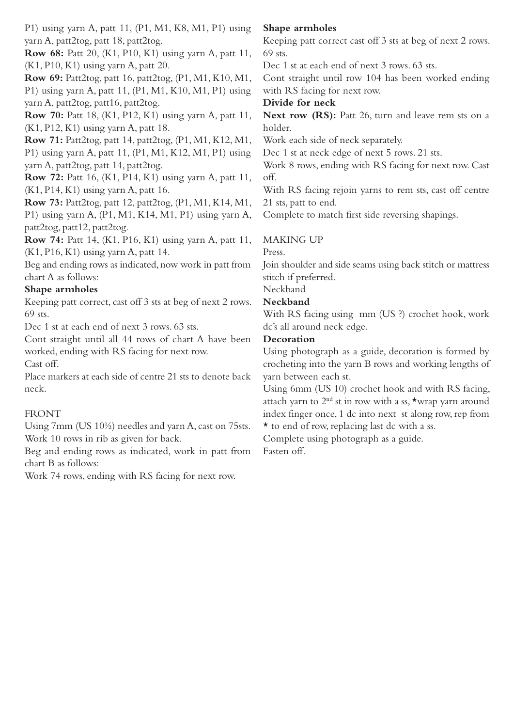P1) using yarn A, patt 11, (P1, M1, K8, M1, P1) using yarn A, patt2tog, patt 18, patt2tog.

**Row 68:** Patt 20, (K1, P10, K1) using yarn A, patt 11, (K1, P10, K1) using yarn A, patt 20.

**Row 69:** Patt2tog, patt 16, patt2tog, (P1, M1, K10, M1, P1) using yarn A, patt 11, (P1, M1, K10, M1, P1) using yarn A, patt2tog, patt16, patt2tog.

**Row 70:** Patt 18, (K1, P12, K1) using yarn A, patt 11, (K1, P12, K1) using yarn A, patt 18.

**Row 71:** Patt2tog, patt 14, patt2tog, (P1, M1, K12, M1, P1) using yarn A, patt 11, (P1, M1, K12, M1, P1) using yarn A, patt2tog, patt 14, patt2tog.

**Row 72:** Patt 16, (K1, P14, K1) using yarn A, patt 11, (K1, P14, K1) using yarn A, patt 16.

**Row 73:** Patt2tog, patt 12, patt2tog, (P1, M1, K14, M1, P1) using yarn A, (P1, M1, K14, M1, P1) using yarn A, patt2tog, patt12, patt2tog.

**Row 74:** Patt 14, (K1, P16, K1) using yarn A, patt 11, (K1, P16, K1) using yarn A, patt 14.

Beg and ending rows as indicated, now work in patt from chart A as follows:

**Shape armholes**

Keeping patt correct, cast off 3 sts at beg of next 2 rows. 69 sts.

Dec 1 st at each end of next 3 rows. 63 sts.

Cont straight until all 44 rows of chart A have been worked, ending with RS facing for next row.

Cast off.

Place markers at each side of centre 21 sts to denote back neck.

FRONT

Using 7mm (US 10½) needles and yarn A, cast on 75sts.

Work 10 rows in rib as given for back.

Beg and ending rows as indicated, work in patt from chart B as follows:

Work 74 rows, ending with RS facing for next row.

**Shape armholes**

Keeping patt correct cast off 3 sts at beg of next 2 rows. 69 sts.

Dec 1 st at each end of next 3 rows. 63 sts.

Cont straight until row 104 has been worked ending with RS facing for next row.

**Divide for neck**

**Next row (RS):** Patt 26, turn and leave rem sts on a holder.

Work each side of neck separately.

Dec 1 st at neck edge of next 5 rows. 21 sts.

Work 8 rows, ending with RS facing for next row. Cast off.

With RS facing rejoin yarns to rem sts, cast off centre 21 sts, patt to end.

Complete to match first side reversing shapings.

MAKING UP

Press.

Join shoulder and side seams using back stitch or mattress stitch if preferred.

Neckband

**Neckband**

With RS facing using  mm (US ?) crochet hook, work dc's all around neck edge.

**Decoration**

Using photograph as a guide, decoration is formed by crocheting into the yarn B rows and working lengths of yarn between each st.

Using 6mm (US 10) crochet hook and with RS facing, attach yarn to 2nd st in row with a ss, *wrap yarn around index finger once, 1 dc into next st along row, rep from * to end of row, replacing last dc with a ss.

Complete using photograph as a guide.

Fasten off.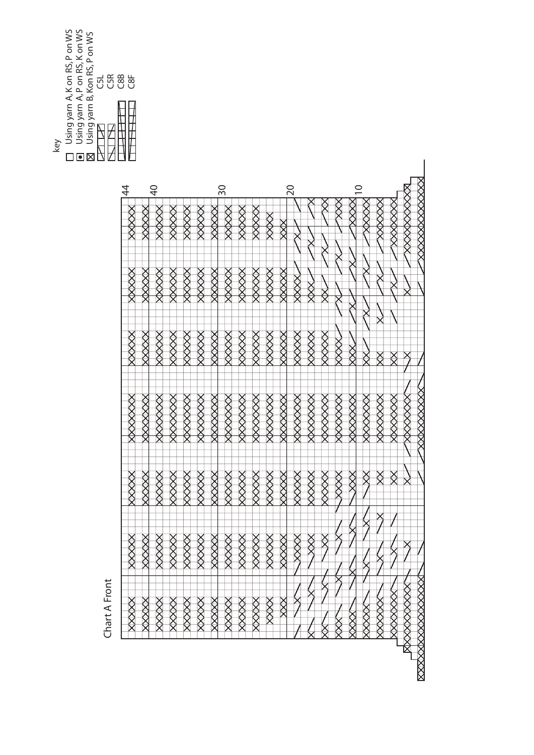## Chart A Front

key

- Using yarn A, K on RS, P on WS
- Using yarn A, P on RS, K on WS
- Using yarn B, K on RS, P on WS
- C5L
- C5R
- C8B
- C8F

44

40

30

20

10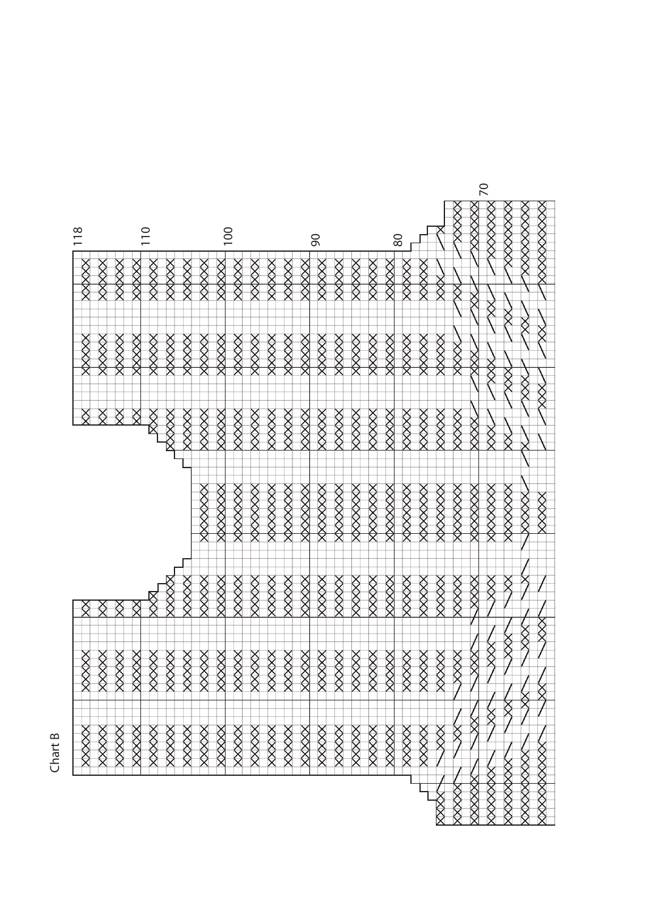Chart B

118

110

100

90

80

70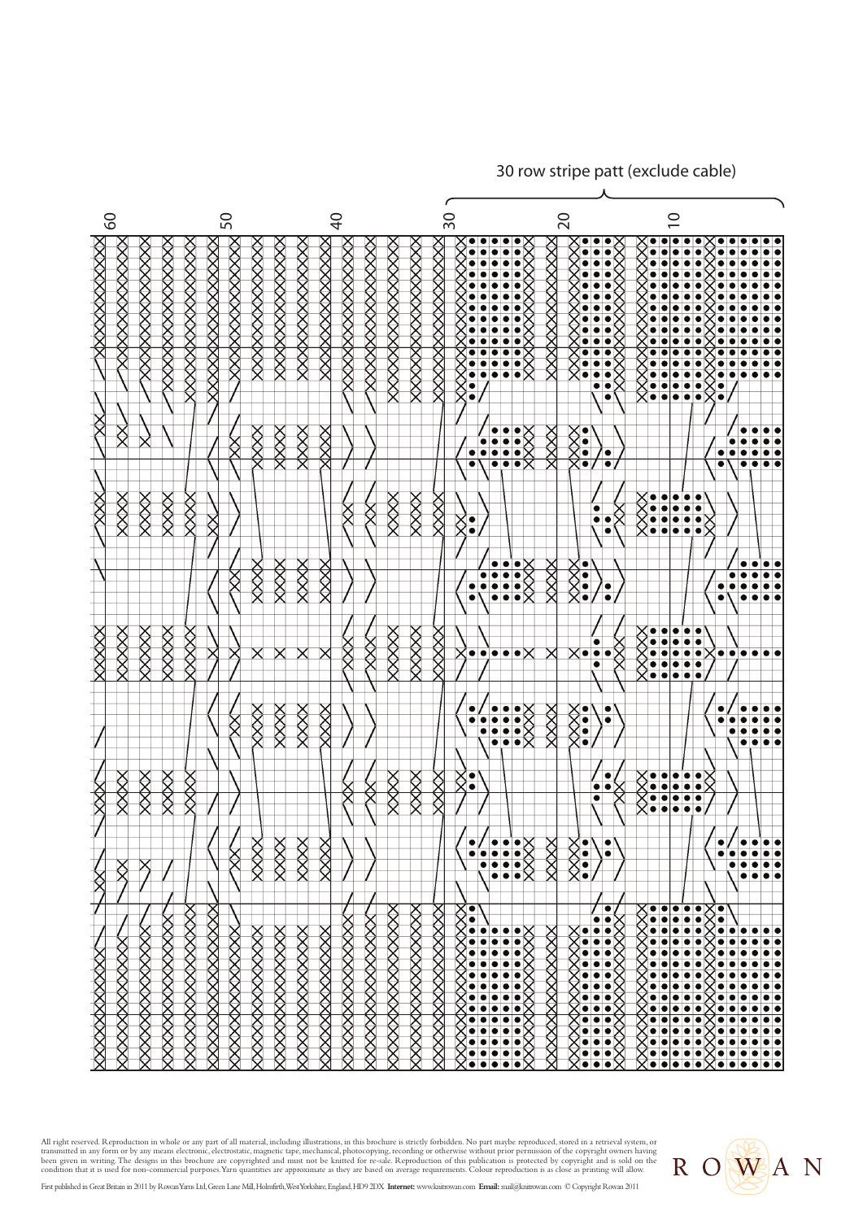30 row stripe patt (exclude cable)

60

50

40

30

20

10

All right reserved. Reproduction in whole or any part of all material, including illustrations, in this brochure is strictly forbidden. No part maybe reproduced, stored in a retrieval system, or transmitted in any form or by any means electronic, electrostatic, magnetic tape, mechanical, photocopying, recording or otherwise without prior permission of the copyright owners having been given in writing. The designs in this brochure are copyrighted and must not be knitted for re-sale. Reproduction of this publication is protected by copyright and is sold on the condition that it is used for non-commercial purposes. Yarn quantities are approximate as they are based on average requirements. Colour reproduction is as close as printing will allow.

First published in Great Britain in 2011 by Rowan Yarns Ltd, Green Lane Mill, Holmfirth, West Yorkshire, England, HD9 2DX **Internet:** www.knitrowan.com **Email:** mail@knitrowan.com © Copyright Rowan 2011

ROWAN